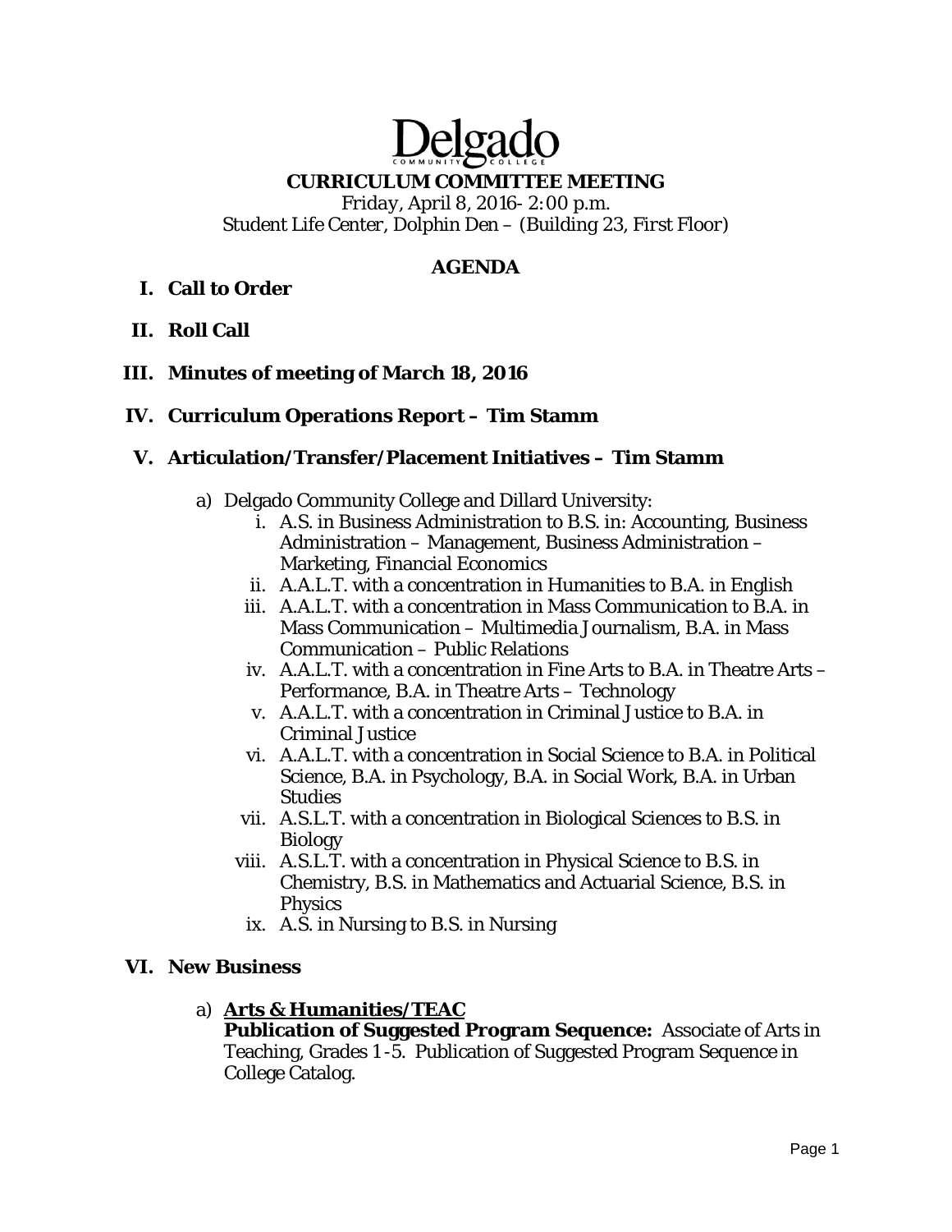# Delgado

## CURRICULUM COMMITTEE MEETING

*Friday, April 8, 2016- 2:00 p.m.*
Student Life Center, Dolphin Den – (Building 23, First Floor)

### AGENDA

**I. Call to Order**

**II. Roll Call**

**III. Minutes of meeting of March 18, 2016**

**IV. Curriculum Operations Report – Tim Stamm**

**V. Articulation/Transfer/Placement Initiatives – Tim Stamm**

a) Delgado Community College and Dillard University:

  i. A.S. in Business Administration to B.S. in: Accounting, Business Administration – Management, Business Administration – Marketing, Financial Economics
  ii. A.A.L.T. with a concentration in Humanities to B.A. in English
  iii. A.A.L.T. with a concentration in Mass Communication to B.A. in Mass Communication – Multimedia Journalism, B.A. in Mass Communication – Public Relations
  iv. A.A.L.T. with a concentration in Fine Arts to B.A. in Theatre Arts – Performance, B.A. in Theatre Arts – Technology
  v. A.A.L.T. with a concentration in Criminal Justice to B.A. in Criminal Justice
  vi. A.A.L.T. with a concentration in Social Science to B.A. in Political Science, B.A. in Psychology, B.A. in Social Work, B.A. in Urban Studies
  vii. A.S.L.T. with a concentration in Biological Sciences to B.S. in Biology
  viii. A.S.L.T. with a concentration in Physical Science to B.S. in Chemistry, B.S. in Mathematics and Actuarial Science, B.S. in Physics
  ix. A.S. in Nursing to B.S. in Nursing

**VI. New Business**

a) **Arts & Humanities/TEAC**
**Publication of Suggested Program Sequence:** Associate of Arts in Teaching, Grades 1-5. Publication of Suggested Program Sequence in College Catalog.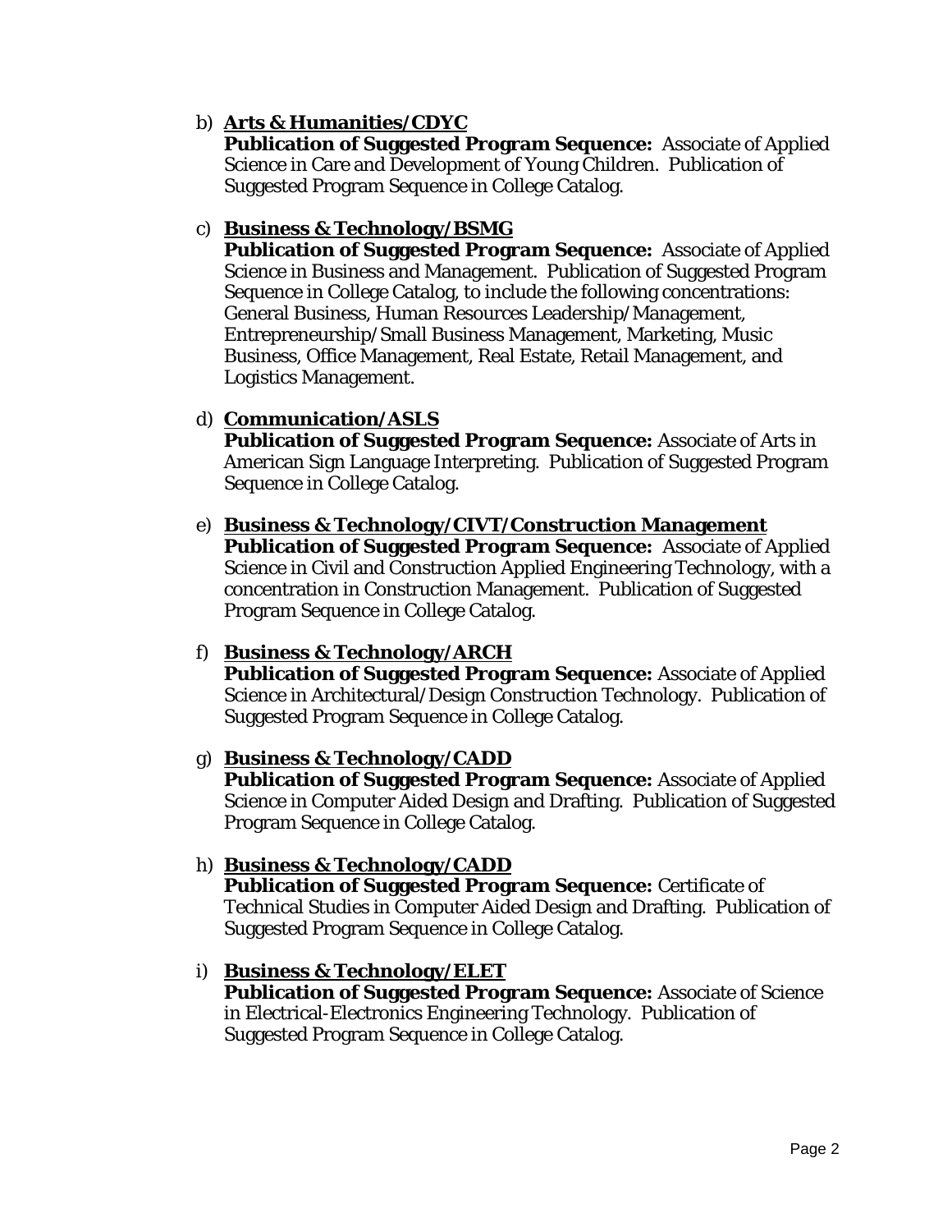b) **Arts & Humanities/CDYC**
   **Publication of Suggested Program Sequence:** Associate of Applied Science in Care and Development of Young Children. Publication of Suggested Program Sequence in College Catalog.

c) **Business & Technology/BSMG**
   **Publication of Suggested Program Sequence:** Associate of Applied Science in Business and Management. Publication of Suggested Program Sequence in College Catalog, to include the following concentrations: General Business, Human Resources Leadership/Management, Entrepreneurship/Small Business Management, Marketing, Music Business, Office Management, Real Estate, Retail Management, and Logistics Management.

d) **Communication/ASLS**
   **Publication of Suggested Program Sequence:** Associate of Arts in American Sign Language Interpreting. Publication of Suggested Program Sequence in College Catalog.

e) **Business & Technology/CIVT/Construction Management**
   **Publication of Suggested Program Sequence:** Associate of Applied Science in Civil and Construction Applied Engineering Technology, with a concentration in Construction Management. Publication of Suggested Program Sequence in College Catalog.

f) **Business & Technology/ARCH**
   **Publication of Suggested Program Sequence:** Associate of Applied Science in Architectural/Design Construction Technology. Publication of Suggested Program Sequence in College Catalog.

g) **Business & Technology/CADD**
   **Publication of Suggested Program Sequence:** Associate of Applied Science in Computer Aided Design and Drafting. Publication of Suggested Program Sequence in College Catalog.

h) **Business & Technology/CADD**
   **Publication of Suggested Program Sequence:** Certificate of Technical Studies in Computer Aided Design and Drafting. Publication of Suggested Program Sequence in College Catalog.

i) **Business & Technology/ELET**
   **Publication of Suggested Program Sequence:** Associate of Science in Electrical-Electronics Engineering Technology. Publication of Suggested Program Sequence in College Catalog.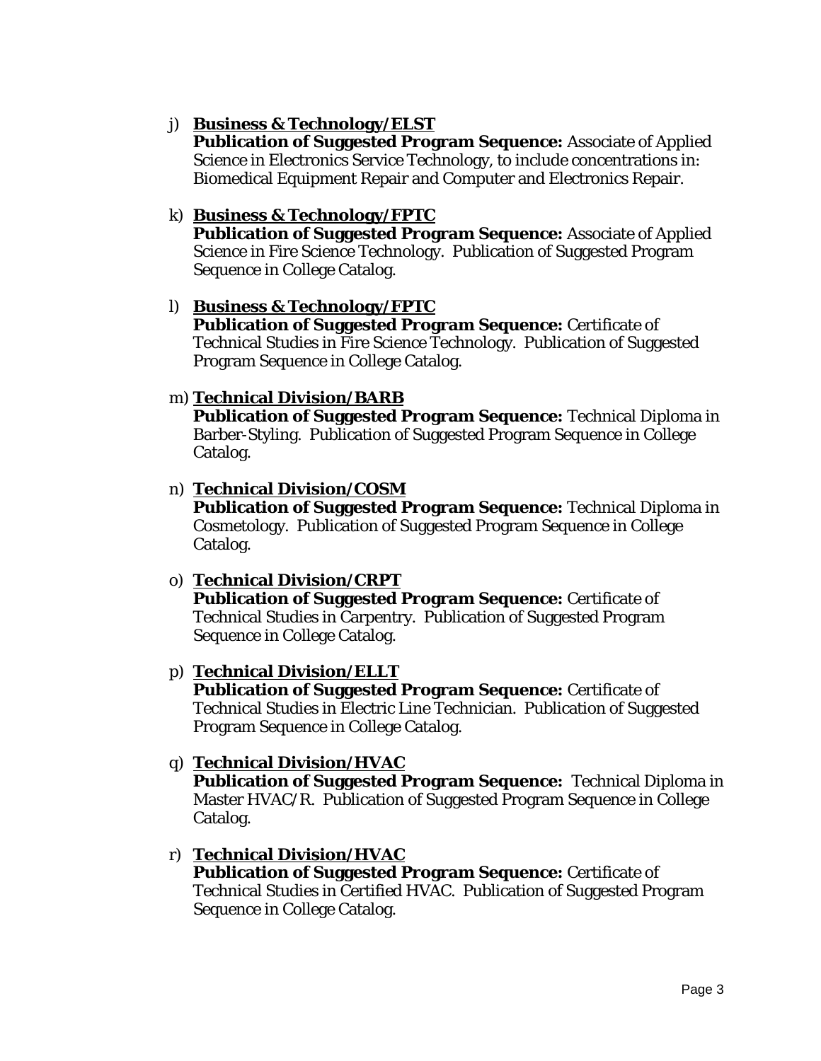j) **<u>Business & Technology/ELST</u>**
   **Publication of Suggested Program Sequence:** Associate of Applied Science in Electronics Service Technology, to include concentrations in: Biomedical Equipment Repair and Computer and Electronics Repair.

k) **<u>Business & Technology/FPTC</u>**
   **Publication of Suggested Program Sequence:** Associate of Applied Science in Fire Science Technology. Publication of Suggested Program Sequence in College Catalog.

l) **<u>Business & Technology/FPTC</u>**
   **Publication of Suggested Program Sequence:** Certificate of Technical Studies in Fire Science Technology. Publication of Suggested Program Sequence in College Catalog.

m) **<u>Technical Division/BARB</u>**
   **Publication of Suggested Program Sequence:** Technical Diploma in Barber-Styling. Publication of Suggested Program Sequence in College Catalog.

n) **<u>Technical Division/COSM</u>**
   **Publication of Suggested Program Sequence:** Technical Diploma in Cosmetology. Publication of Suggested Program Sequence in College Catalog.

o) **<u>Technical Division/CRPT</u>**
   **Publication of Suggested Program Sequence:** Certificate of Technical Studies in Carpentry. Publication of Suggested Program Sequence in College Catalog.

p) **<u>Technical Division/ELLT</u>**
   **Publication of Suggested Program Sequence:** Certificate of Technical Studies in Electric Line Technician. Publication of Suggested Program Sequence in College Catalog.

q) **<u>Technical Division/HVAC</u>**
   **Publication of Suggested Program Sequence:** Technical Diploma in Master HVAC/R. Publication of Suggested Program Sequence in College Catalog.

r) **<u>Technical Division/HVAC</u>**
   **Publication of Suggested Program Sequence:** Certificate of Technical Studies in Certified HVAC. Publication of Suggested Program Sequence in College Catalog.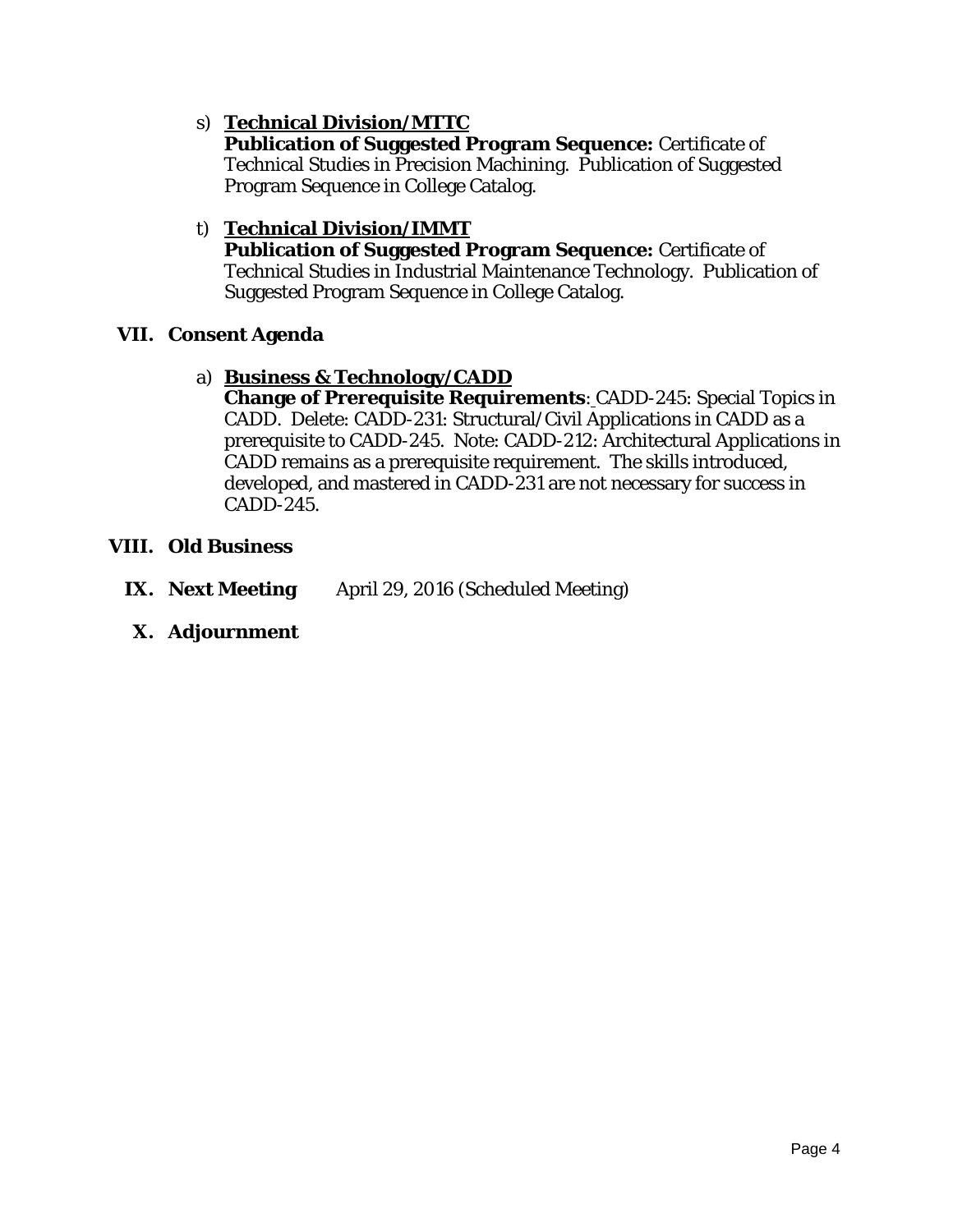s) **Technical Division/MTTC**
**Publication of Suggested Program Sequence:** Certificate of Technical Studies in Precision Machining. Publication of Suggested Program Sequence in College Catalog.

t) **Technical Division/IMMT**
**Publication of Suggested Program Sequence:** Certificate of Technical Studies in Industrial Maintenance Technology. Publication of Suggested Program Sequence in College Catalog.

## VII. Consent Agenda

a) **Business & Technology/CADD**
**Change of Prerequisite Requirements**: CADD-245: Special Topics in CADD. Delete: CADD-231: Structural/Civil Applications in CADD as a prerequisite to CADD-245. Note: CADD-212: Architectural Applications in CADD remains as a prerequisite requirement. The skills introduced, developed, and mastered in CADD-231 are not necessary for success in CADD-245.

## VIII. Old Business

## IX. Next Meeting

April 29, 2016 (Scheduled Meeting)

## X. Adjournment